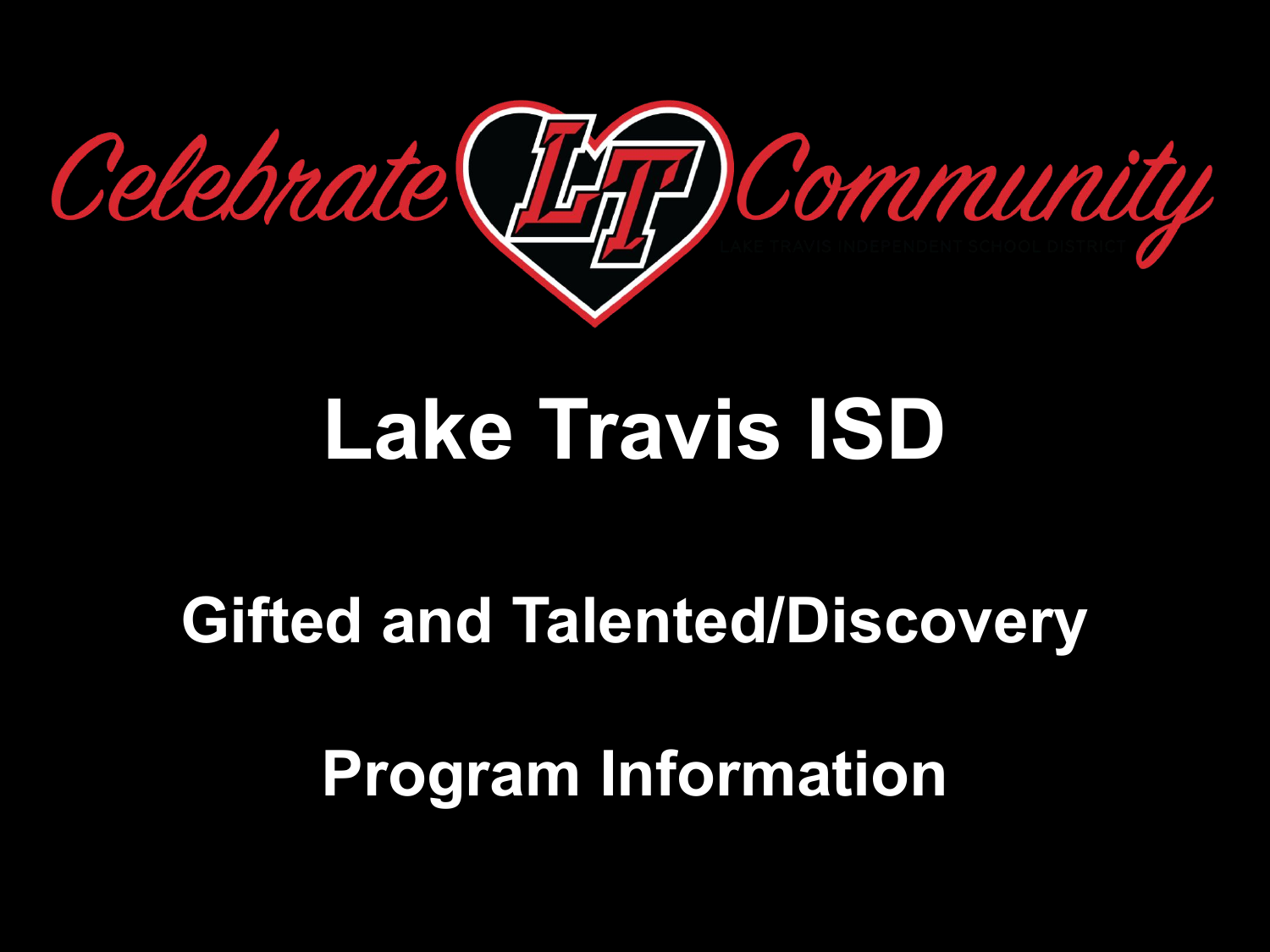Celebrate LT Community

LAKE TRAVIS INDEPENDENT SCHOOL DISTRICT

# Lake Travis ISD

## Gifted and Talented/Discovery

## Program Information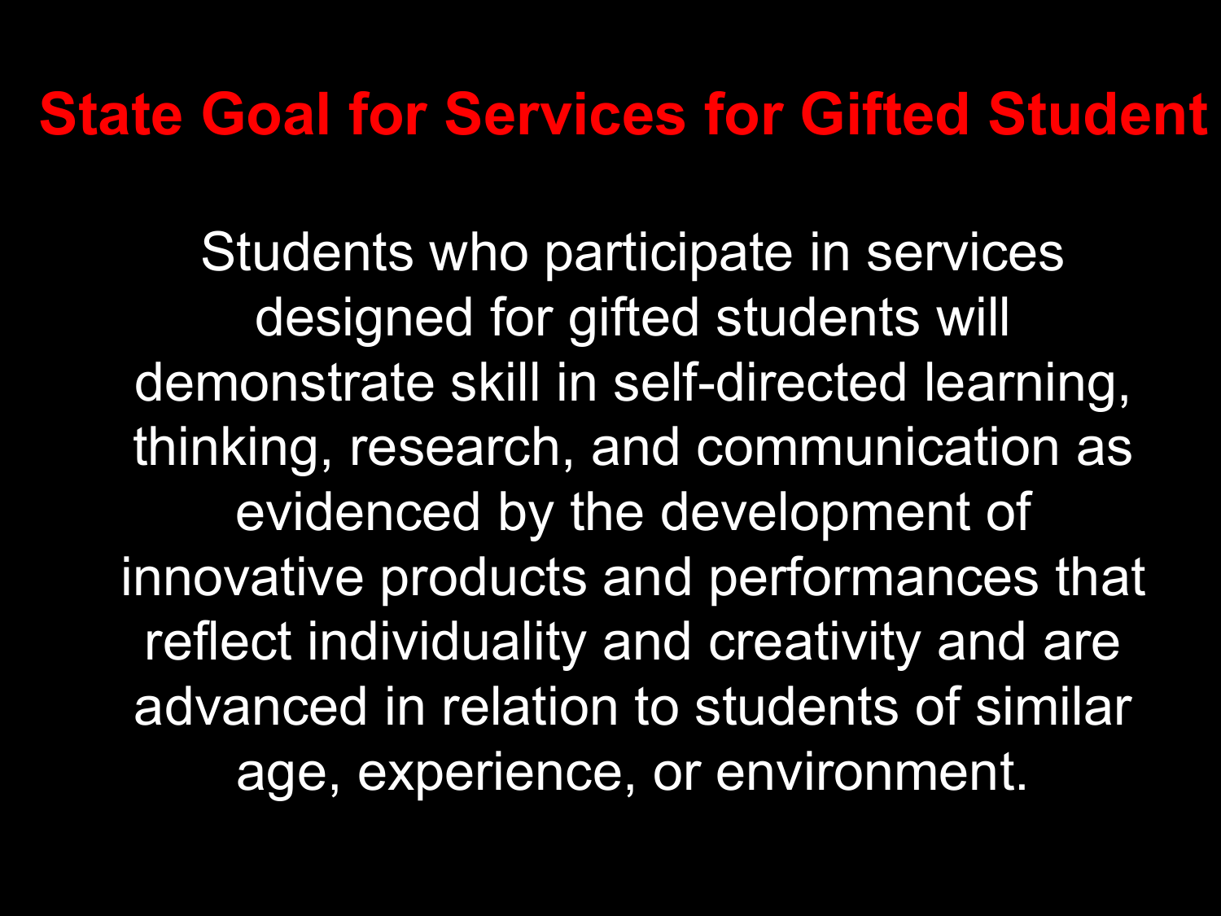# State Goal for Services for Gifted Student

Students who participate in services designed for gifted students will demonstrate skill in self-directed learning, thinking, research, and communication as evidenced by the development of innovative products and performances that reflect individuality and creativity and are advanced in relation to students of similar age, experience, or environment.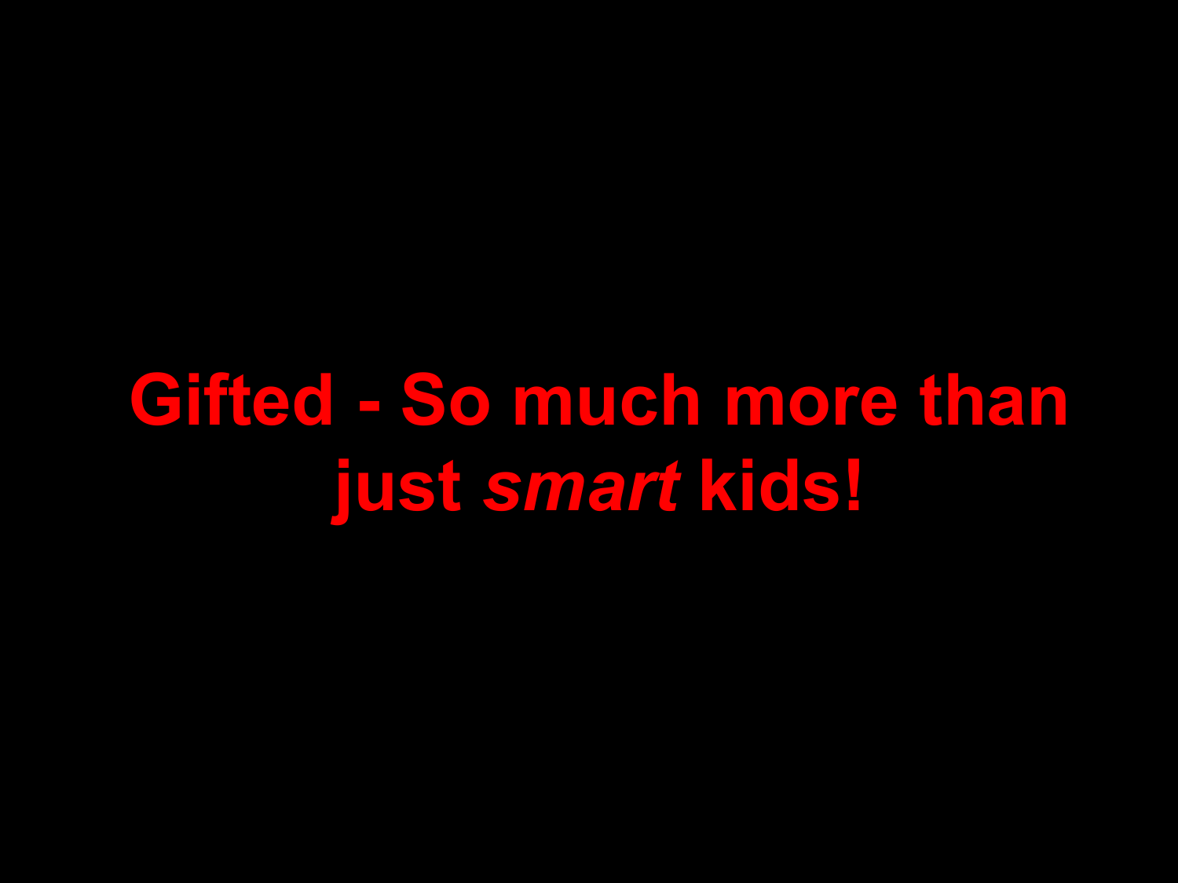# Gifted - So much more than just *smart* kids!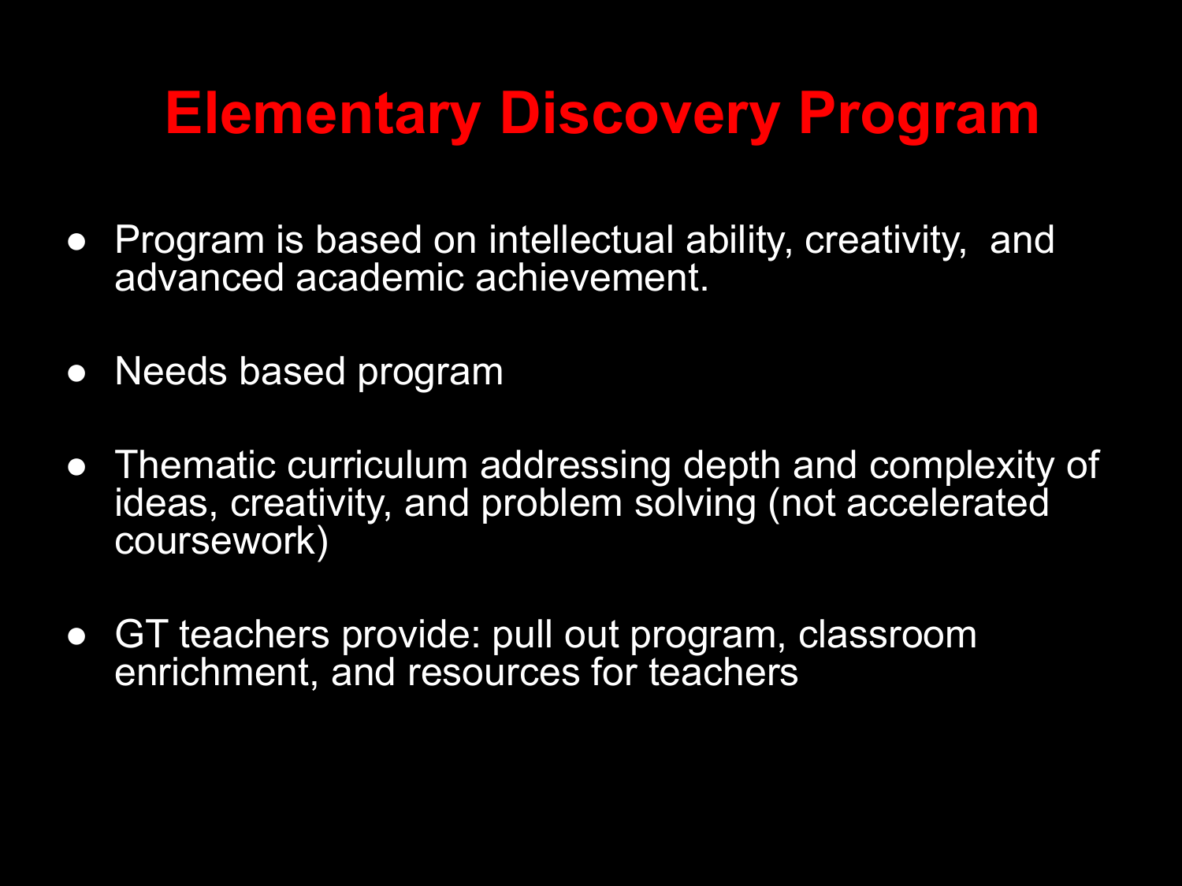# Elementary Discovery Program

- Program is based on intellectual ability, creativity, and advanced academic achievement.
- Needs based program
- Thematic curriculum addressing depth and complexity of ideas, creativity, and problem solving (not accelerated coursework)
- GT teachers provide: pull out program, classroom enrichment, and resources for teachers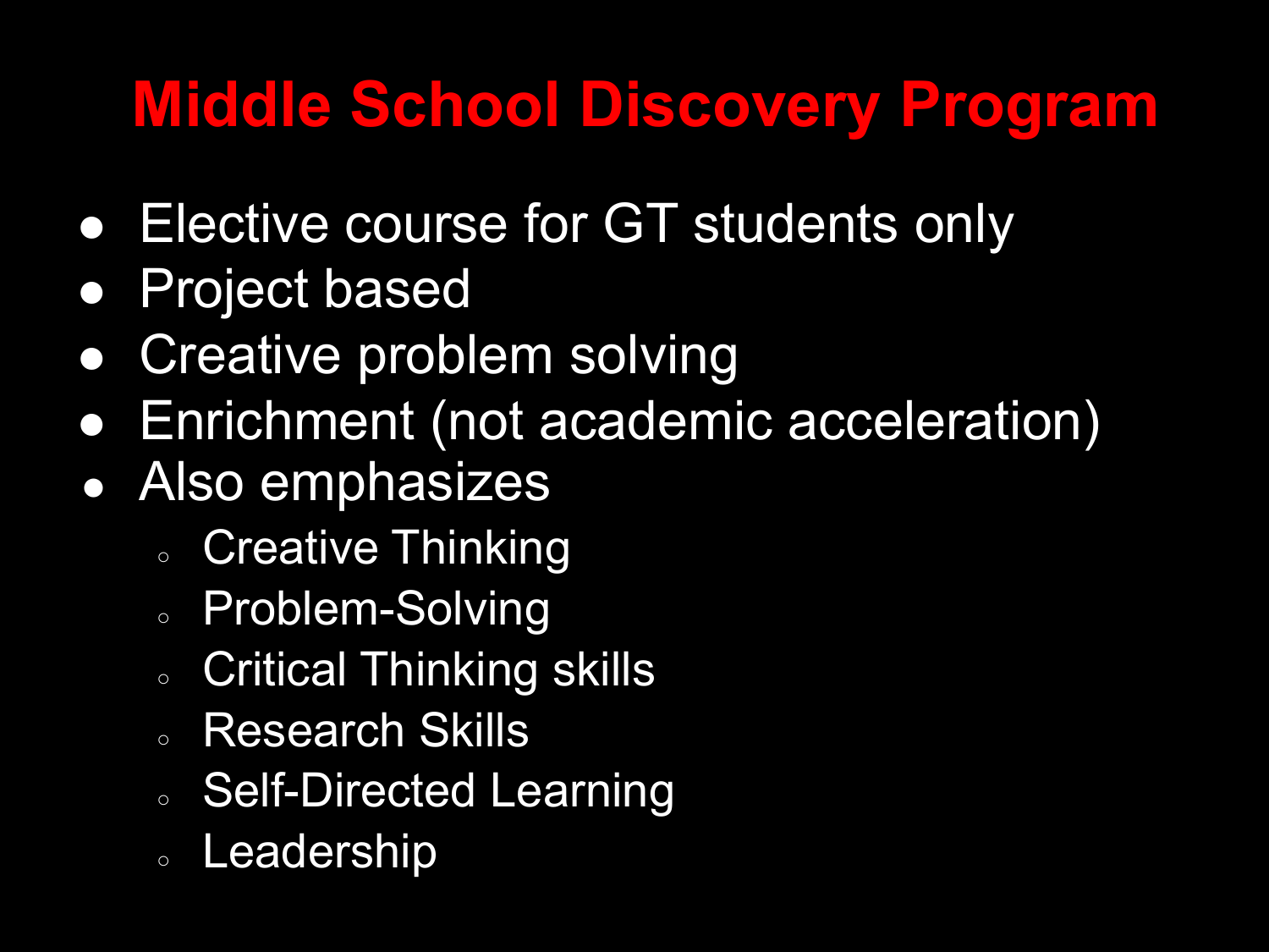# Middle School Discovery Program

- Elective course for GT students only
- Project based
- Creative problem solving
- Enrichment (not academic acceleration)
- Also emphasizes
  - Creative Thinking
  - Problem-Solving
  - Critical Thinking skills
  - Research Skills
  - Self-Directed Learning
  - Leadership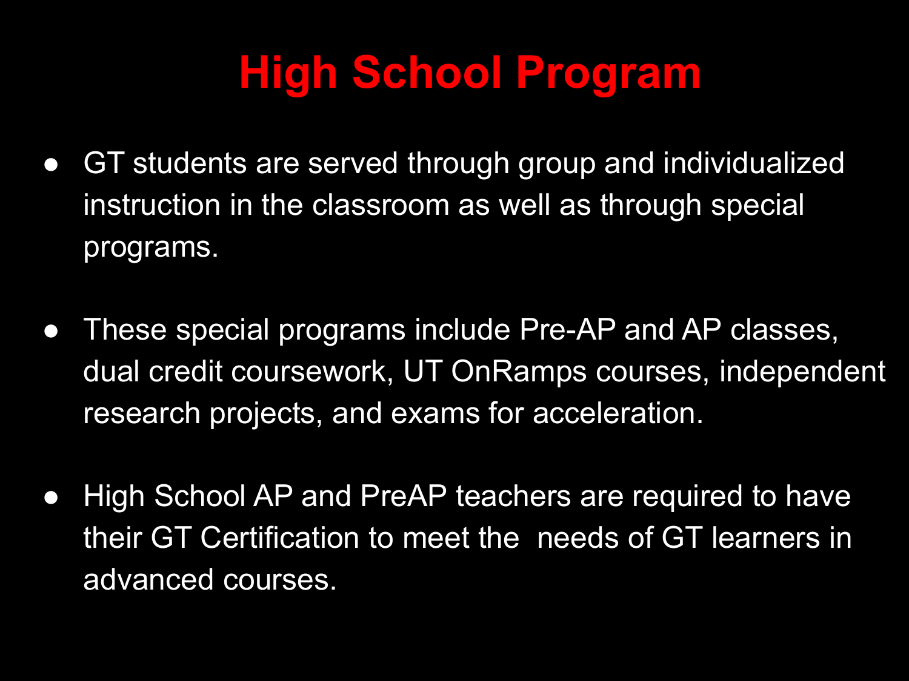# High School Program

- GT students are served through group and individualized instruction in the classroom as well as through special programs.
- These special programs include Pre-AP and AP classes, dual credit coursework, UT OnRamps courses, independent research projects, and exams for acceleration.
- High School AP and PreAP teachers are required to have their GT Certification to meet the needs of GT learners in advanced courses.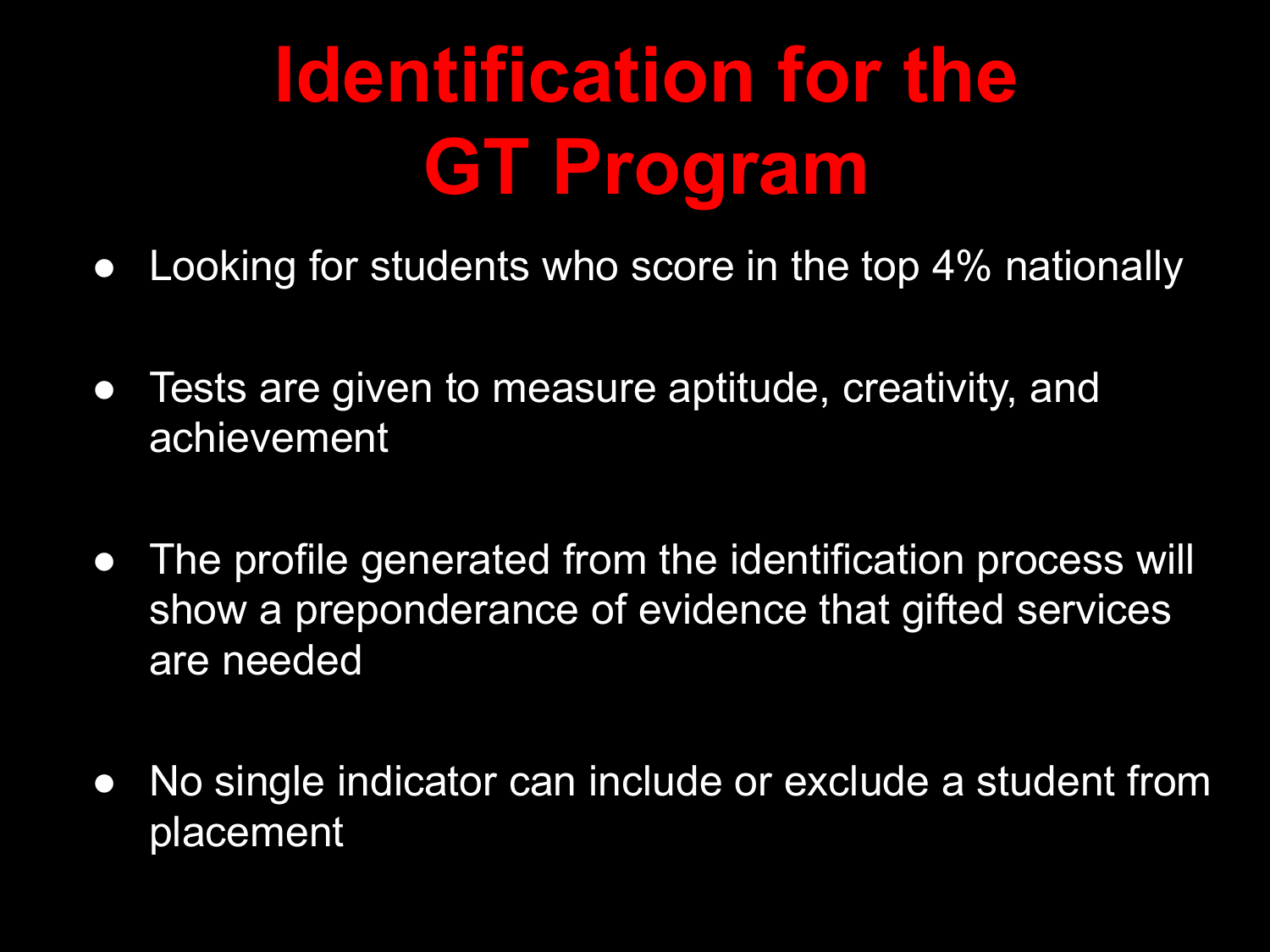# Identification for the GT Program

- Looking for students who score in the top 4% nationally
- Tests are given to measure aptitude, creativity, and achievement
- The profile generated from the identification process will show a preponderance of evidence that gifted services are needed
- No single indicator can include or exclude a student from placement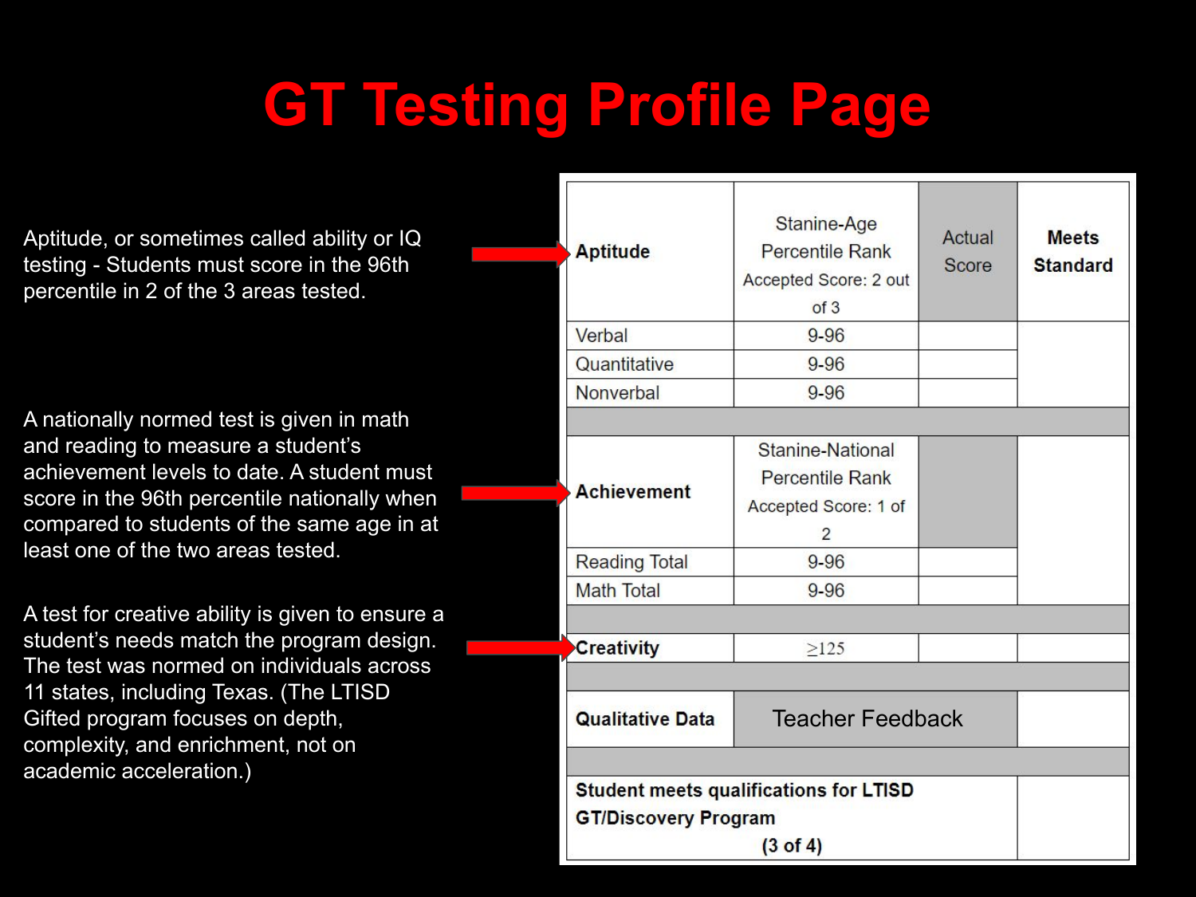# GT Testing Profile Page

Aptitude, or sometimes called ability or IQ testing - Students must score in the 96th percentile in 2 of the 3 areas tested.

A nationally normed test is given in math and reading to measure a student's achievement levels to date. A student must score in the 96th percentile nationally when compared to students of the same age in at least one of the two areas tested.

A test for creative ability is given to ensure a student's needs match the program design. The test was normed on individuals across 11 states, including Texas. (The LTISD Gifted program focuses on depth, complexity, and enrichment, not on academic acceleration.)

| **Aptitude** | Stanine-Age Percentile Rank Accepted Score: 2 out of 3 | Actual Score | **Meets Standard** |
|---|---|---|---|
| Verbal | 9-96 | | |
| Quantitative | 9-96 | | |
| Nonverbal | 9-96 | | |
| | | | |
| **Achievement** | Stanine-National Percentile Rank Accepted Score: 1 of 2 | | |
| Reading Total | 9-96 | | |
| Math Total | 9-96 | | |
| | | | |
| **Creativity** | ≥125 | | |
| | | | |
| **Qualitative Data** | Teacher Feedback | | |
| | | | |
| **Student meets qualifications for LTISD GT/Discovery Program (3 of 4)** | | | |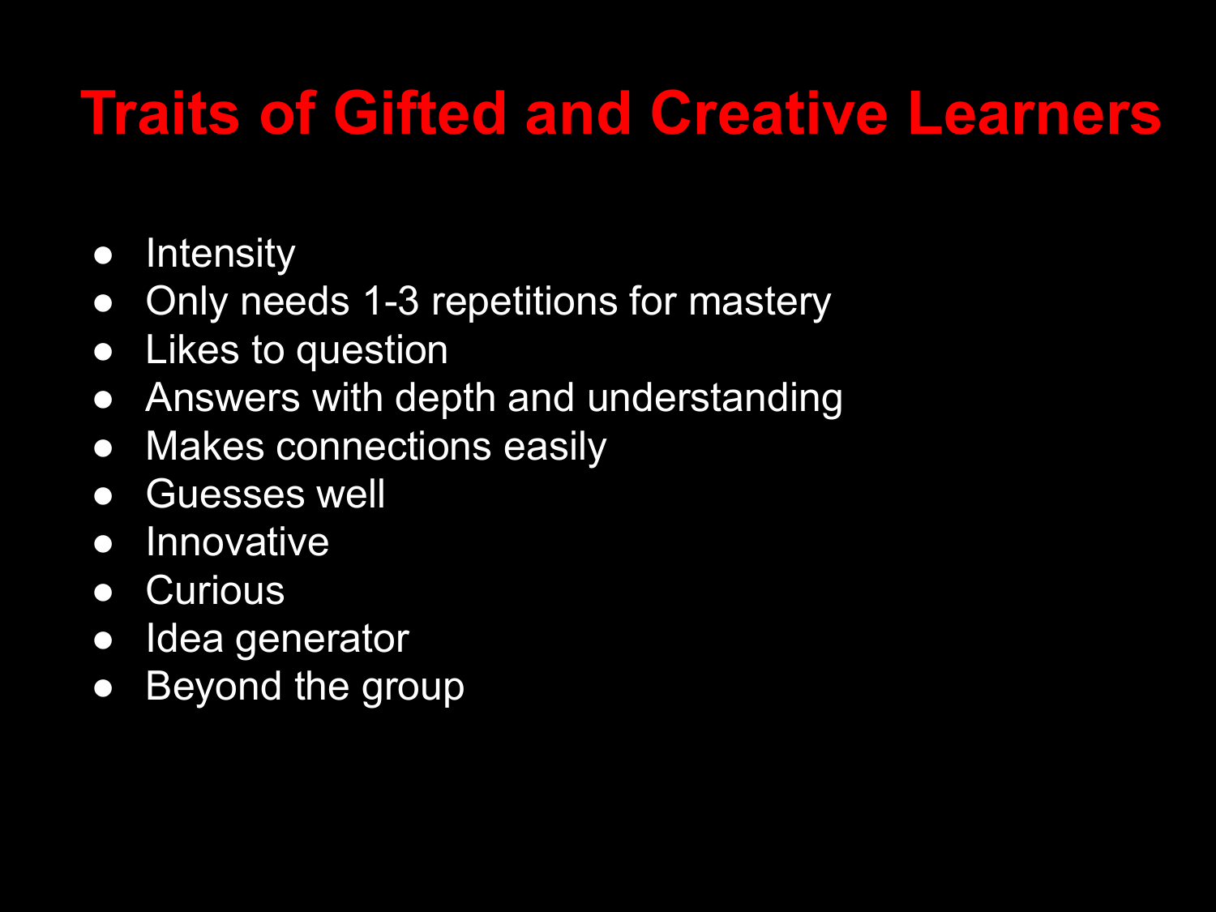# Traits of Gifted and Creative Learners

- Intensity
- Only needs 1-3 repetitions for mastery
- Likes to question
- Answers with depth and understanding
- Makes connections easily
- Guesses well
- Innovative
- Curious
- Idea generator
- Beyond the group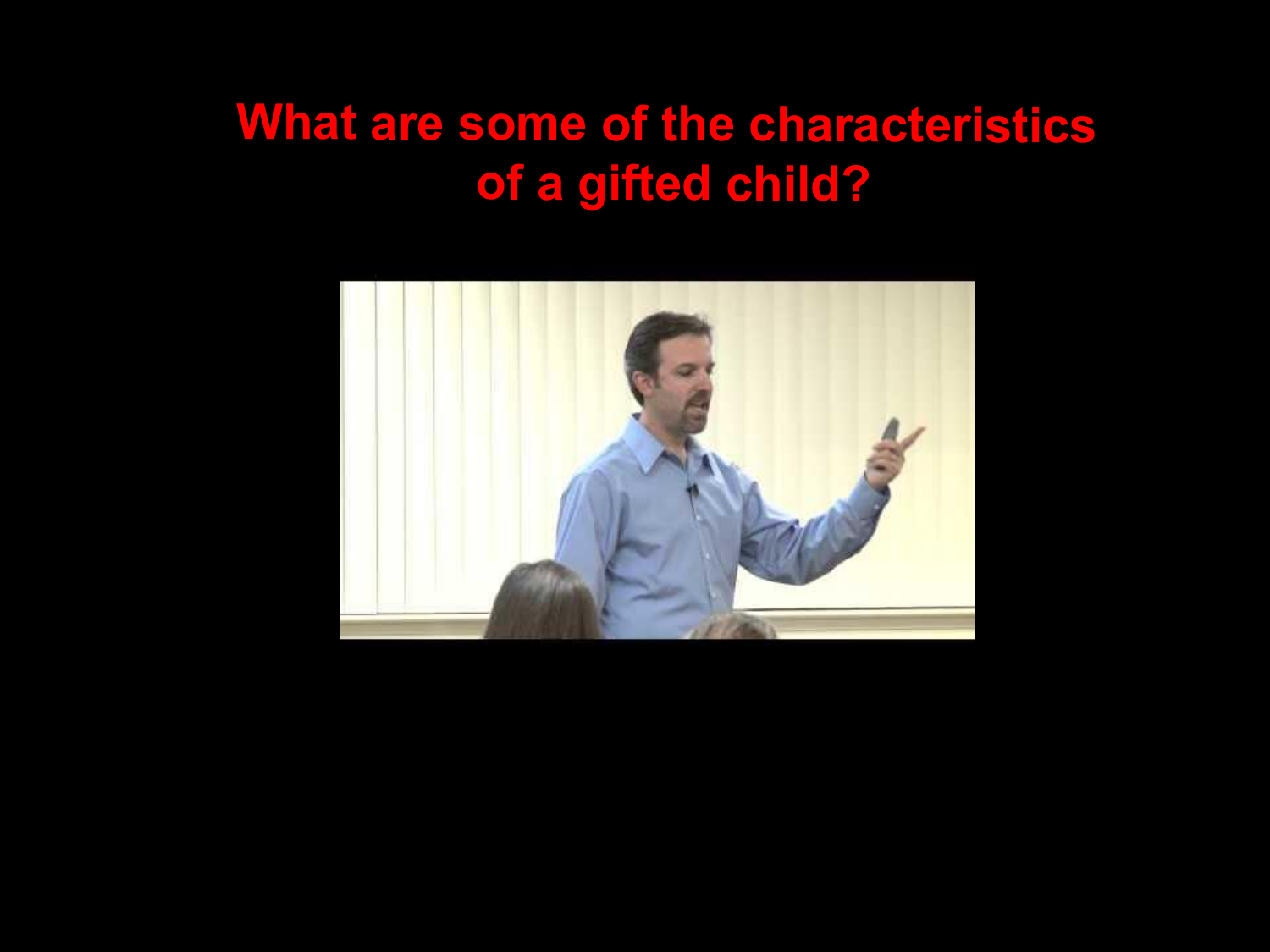# What are some of the characteristics of a gifted child?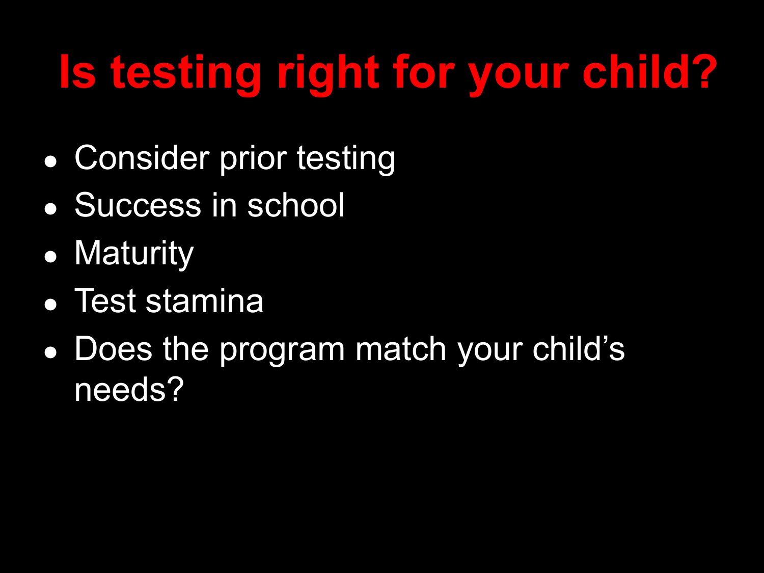# Is testing right for your child?

- Consider prior testing
- Success in school
- Maturity
- Test stamina
- Does the program match your child's needs?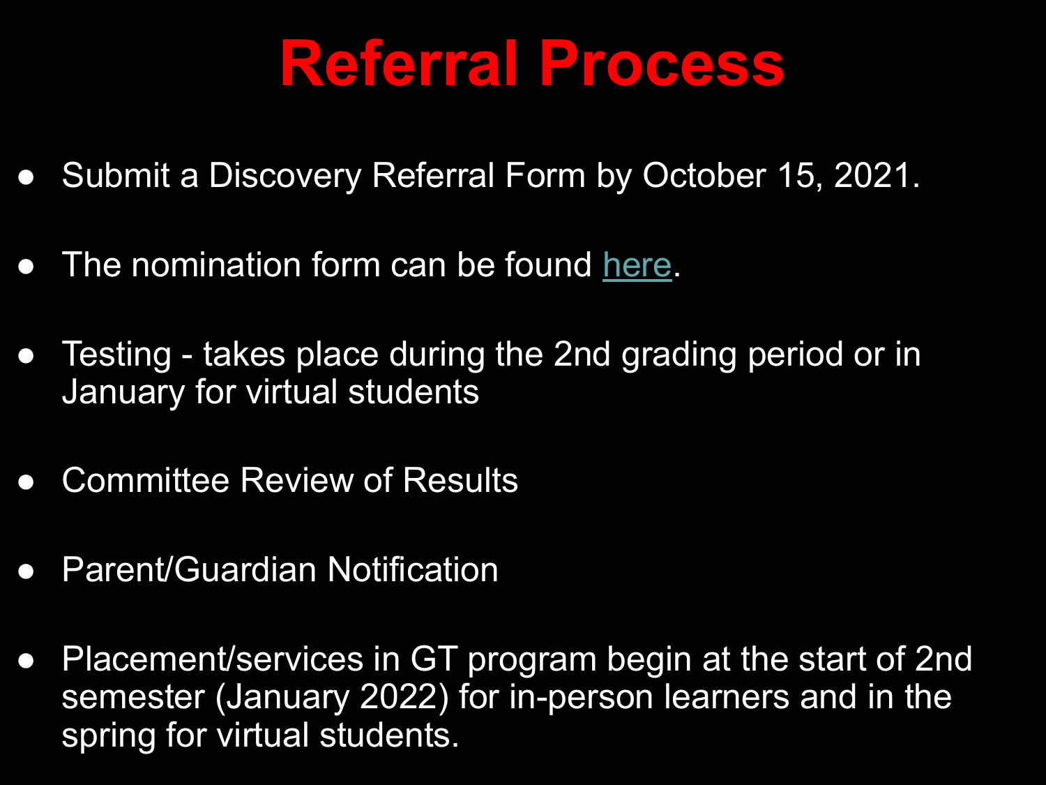# Referral Process

- Submit a Discovery Referral Form by October 15, 2021.
- The nomination form can be found here.
- Testing - takes place during the 2nd grading period or in January for virtual students
- Committee Review of Results
- Parent/Guardian Notification
- Placement/services in GT program begin at the start of 2nd semester (January 2022) for in-person learners and in the spring for virtual students.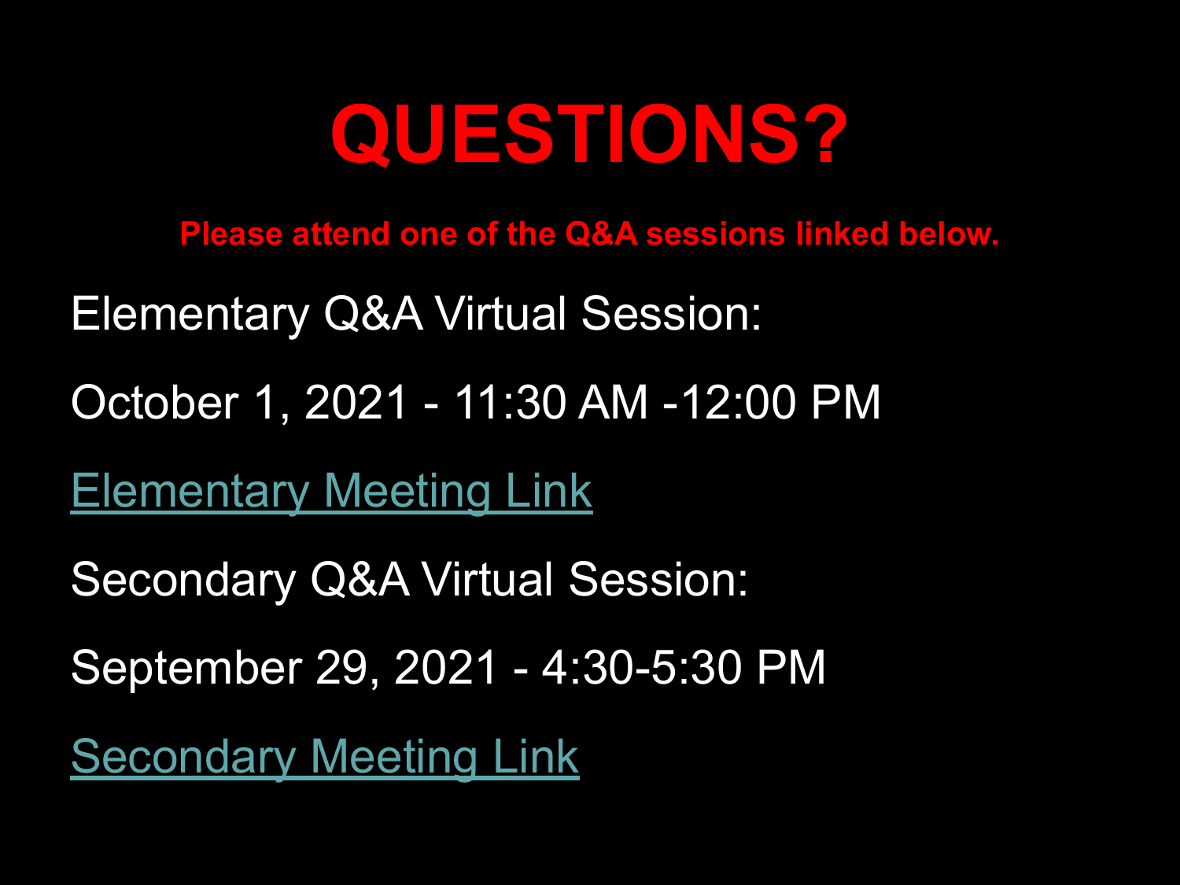# QUESTIONS?

**Please attend one of the Q&A sessions linked below.**

Elementary Q&A Virtual Session:

October 1, 2021 - 11:30 AM -12:00 PM

Elementary Meeting Link

Secondary Q&A Virtual Session:

September 29, 2021 - 4:30-5:30 PM

Secondary Meeting Link